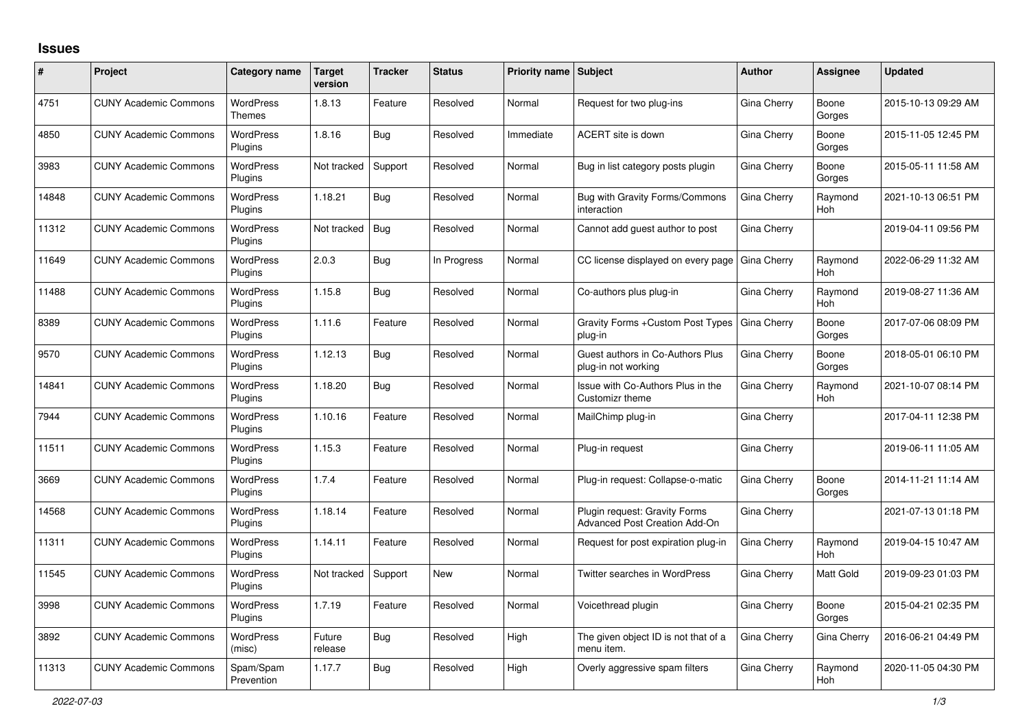## Issues

| # | Project | Category name | Target version | Tracker | Status | Priority name | Subject | Author | Assignee | Updated |
|---|---|---|---|---|---|---|---|---|---|---|
| 4751 | CUNY Academic Commons | WordPress Themes | 1.8.13 | Feature | Resolved | Normal | Request for two plug-ins | Gina Cherry | Boone Gorges | 2015-10-13 09:29 AM |
| 4850 | CUNY Academic Commons | WordPress Plugins | 1.8.16 | Bug | Resolved | Immediate | ACERT site is down | Gina Cherry | Boone Gorges | 2015-11-05 12:45 PM |
| 3983 | CUNY Academic Commons | WordPress Plugins | Not tracked | Support | Resolved | Normal | Bug in list category posts plugin | Gina Cherry | Boone Gorges | 2015-05-11 11:58 AM |
| 14848 | CUNY Academic Commons | WordPress Plugins | 1.18.21 | Bug | Resolved | Normal | Bug with Gravity Forms/Commons interaction | Gina Cherry | Raymond Hoh | 2021-10-13 06:51 PM |
| 11312 | CUNY Academic Commons | WordPress Plugins | Not tracked | Bug | Resolved | Normal | Cannot add guest author to post | Gina Cherry | | 2019-04-11 09:56 PM |
| 11649 | CUNY Academic Commons | WordPress Plugins | 2.0.3 | Bug | In Progress | Normal | CC license displayed on every page | Gina Cherry | Raymond Hoh | 2022-06-29 11:32 AM |
| 11488 | CUNY Academic Commons | WordPress Plugins | 1.15.8 | Bug | Resolved | Normal | Co-authors plus plug-in | Gina Cherry | Raymond Hoh | 2019-08-27 11:36 AM |
| 8389 | CUNY Academic Commons | WordPress Plugins | 1.11.6 | Feature | Resolved | Normal | Gravity Forms +Custom Post Types plug-in | Gina Cherry | Boone Gorges | 2017-07-06 08:09 PM |
| 9570 | CUNY Academic Commons | WordPress Plugins | 1.12.13 | Bug | Resolved | Normal | Guest authors in Co-Authors Plus plug-in not working | Gina Cherry | Boone Gorges | 2018-05-01 06:10 PM |
| 14841 | CUNY Academic Commons | WordPress Plugins | 1.18.20 | Bug | Resolved | Normal | Issue with Co-Authors Plus in the Customizr theme | Gina Cherry | Raymond Hoh | 2021-10-07 08:14 PM |
| 7944 | CUNY Academic Commons | WordPress Plugins | 1.10.16 | Feature | Resolved | Normal | MailChimp plug-in | Gina Cherry | | 2017-04-11 12:38 PM |
| 11511 | CUNY Academic Commons | WordPress Plugins | 1.15.3 | Feature | Resolved | Normal | Plug-in request | Gina Cherry | | 2019-06-11 11:05 AM |
| 3669 | CUNY Academic Commons | WordPress Plugins | 1.7.4 | Feature | Resolved | Normal | Plug-in request: Collapse-o-matic | Gina Cherry | Boone Gorges | 2014-11-21 11:14 AM |
| 14568 | CUNY Academic Commons | WordPress Plugins | 1.18.14 | Feature | Resolved | Normal | Plugin request: Gravity Forms Advanced Post Creation Add-On | Gina Cherry | | 2021-07-13 01:18 PM |
| 11311 | CUNY Academic Commons | WordPress Plugins | 1.14.11 | Feature | Resolved | Normal | Request for post expiration plug-in | Gina Cherry | Raymond Hoh | 2019-04-15 10:47 AM |
| 11545 | CUNY Academic Commons | WordPress Plugins | Not tracked | Support | New | Normal | Twitter searches in WordPress | Gina Cherry | Matt Gold | 2019-09-23 01:03 PM |
| 3998 | CUNY Academic Commons | WordPress Plugins | 1.7.19 | Feature | Resolved | Normal | Voicethread plugin | Gina Cherry | Boone Gorges | 2015-04-21 02:35 PM |
| 3892 | CUNY Academic Commons | WordPress (misc) | Future release | Bug | Resolved | High | The given object ID is not that of a menu item. | Gina Cherry | Gina Cherry | 2016-06-21 04:49 PM |
| 11313 | CUNY Academic Commons | Spam/Spam Prevention | 1.17.7 | Bug | Resolved | High | Overly aggressive spam filters | Gina Cherry | Raymond Hoh | 2020-11-05 04:30 PM |

*2022-07-03*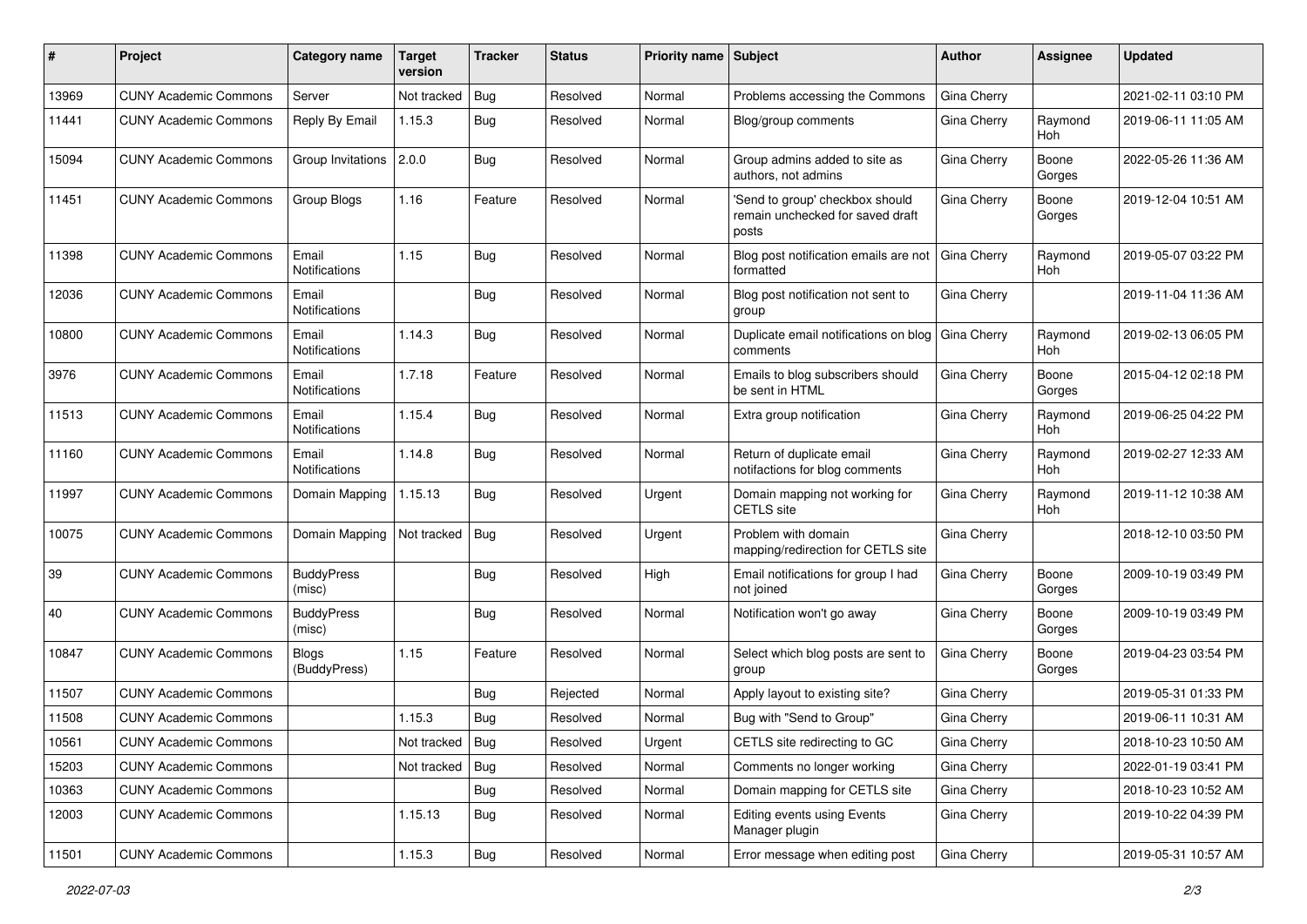| # | Project | Category name | Target version | Tracker | Status | Priority name | Subject | Author | Assignee | Updated |
|---|---|---|---|---|---|---|---|---|---|---|
| 13969 | CUNY Academic Commons | Server | Not tracked | Bug | Resolved | Normal | Problems accessing the Commons | Gina Cherry | | 2021-02-11 03:10 PM |
| 11441 | CUNY Academic Commons | Reply By Email | 1.15.3 | Bug | Resolved | Normal | Blog/group comments | Gina Cherry | Raymond Hoh | 2019-06-11 11:05 AM |
| 15094 | CUNY Academic Commons | Group Invitations | 2.0.0 | Bug | Resolved | Normal | Group admins added to site as authors, not admins | Gina Cherry | Boone Gorges | 2022-05-26 11:36 AM |
| 11451 | CUNY Academic Commons | Group Blogs | 1.16 | Feature | Resolved | Normal | 'Send to group' checkbox should remain unchecked for saved draft posts | Gina Cherry | Boone Gorges | 2019-12-04 10:51 AM |
| 11398 | CUNY Academic Commons | Email Notifications | 1.15 | Bug | Resolved | Normal | Blog post notification emails are not formatted | Gina Cherry | Raymond Hoh | 2019-05-07 03:22 PM |
| 12036 | CUNY Academic Commons | Email Notifications | | Bug | Resolved | Normal | Blog post notification not sent to group | Gina Cherry | | 2019-11-04 11:36 AM |
| 10800 | CUNY Academic Commons | Email Notifications | 1.14.3 | Bug | Resolved | Normal | Duplicate email notifications on blog comments | Gina Cherry | Raymond Hoh | 2019-02-13 06:05 PM |
| 3976 | CUNY Academic Commons | Email Notifications | 1.7.18 | Feature | Resolved | Normal | Emails to blog subscribers should be sent in HTML | Gina Cherry | Boone Gorges | 2015-04-12 02:18 PM |
| 11513 | CUNY Academic Commons | Email Notifications | 1.15.4 | Bug | Resolved | Normal | Extra group notification | Gina Cherry | Raymond Hoh | 2019-06-25 04:22 PM |
| 11160 | CUNY Academic Commons | Email Notifications | 1.14.8 | Bug | Resolved | Normal | Return of duplicate email notifactions for blog comments | Gina Cherry | Raymond Hoh | 2019-02-27 12:33 AM |
| 11997 | CUNY Academic Commons | Domain Mapping | 1.15.13 | Bug | Resolved | Urgent | Domain mapping not working for CETLS site | Gina Cherry | Raymond Hoh | 2019-11-12 10:38 AM |
| 10075 | CUNY Academic Commons | Domain Mapping | Not tracked | Bug | Resolved | Urgent | Problem with domain mapping/redirection for CETLS site | Gina Cherry | | 2018-12-10 03:50 PM |
| 39 | CUNY Academic Commons | BuddyPress (misc) | | Bug | Resolved | High | Email notifications for group I had not joined | Gina Cherry | Boone Gorges | 2009-10-19 03:49 PM |
| 40 | CUNY Academic Commons | BuddyPress (misc) | | Bug | Resolved | Normal | Notification won't go away | Gina Cherry | Boone Gorges | 2009-10-19 03:49 PM |
| 10847 | CUNY Academic Commons | Blogs (BuddyPress) | 1.15 | Feature | Resolved | Normal | Select which blog posts are sent to group | Gina Cherry | Boone Gorges | 2019-04-23 03:54 PM |
| 11507 | CUNY Academic Commons | | | Bug | Rejected | Normal | Apply layout to existing site? | Gina Cherry | | 2019-05-31 01:33 PM |
| 11508 | CUNY Academic Commons | | 1.15.3 | Bug | Resolved | Normal | Bug with "Send to Group" | Gina Cherry | | 2019-06-11 10:31 AM |
| 10561 | CUNY Academic Commons | | Not tracked | Bug | Resolved | Urgent | CETLS site redirecting to GC | Gina Cherry | | 2018-10-23 10:50 AM |
| 15203 | CUNY Academic Commons | | Not tracked | Bug | Resolved | Normal | Comments no longer working | Gina Cherry | | 2022-01-19 03:41 PM |
| 10363 | CUNY Academic Commons | | | Bug | Resolved | Normal | Domain mapping for CETLS site | Gina Cherry | | 2018-10-23 10:52 AM |
| 12003 | CUNY Academic Commons | | 1.15.13 | Bug | Resolved | Normal | Editing events using Events Manager plugin | Gina Cherry | | 2019-10-22 04:39 PM |
| 11501 | CUNY Academic Commons | | 1.15.3 | Bug | Resolved | Normal | Error message when editing post | Gina Cherry | | 2019-05-31 10:57 AM |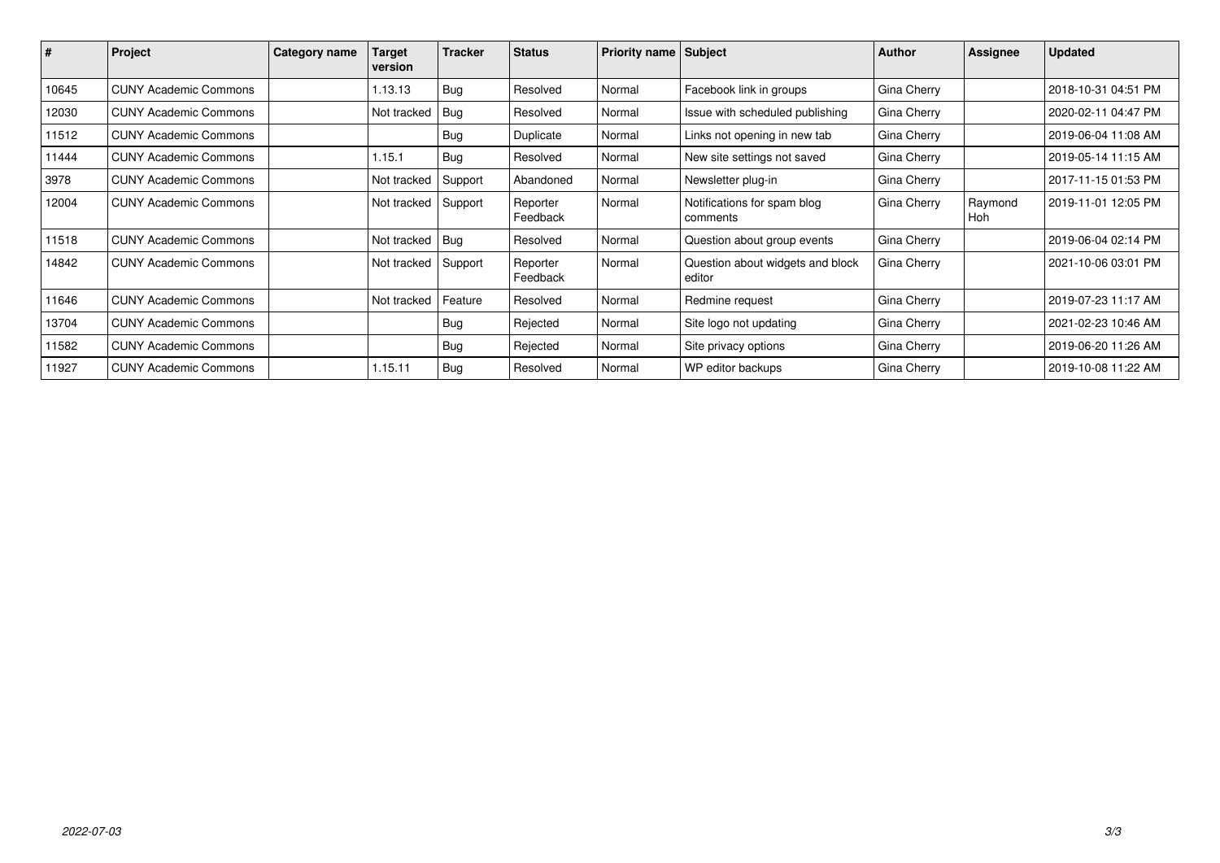| # | Project | Category name | Target version | Tracker | Status | Priority name | Subject | Author | Assignee | Updated |
|---|---|---|---|---|---|---|---|---|---|---|
| 10645 | CUNY Academic Commons | | 1.13.13 | Bug | Resolved | Normal | Facebook link in groups | Gina Cherry | | 2018-10-31 04:51 PM |
| 12030 | CUNY Academic Commons | | Not tracked | Bug | Resolved | Normal | Issue with scheduled publishing | Gina Cherry | | 2020-02-11 04:47 PM |
| 11512 | CUNY Academic Commons | | | Bug | Duplicate | Normal | Links not opening in new tab | Gina Cherry | | 2019-06-04 11:08 AM |
| 11444 | CUNY Academic Commons | | 1.15.1 | Bug | Resolved | Normal | New site settings not saved | Gina Cherry | | 2019-05-14 11:15 AM |
| 3978 | CUNY Academic Commons | | Not tracked | Support | Abandoned | Normal | Newsletter plug-in | Gina Cherry | | 2017-11-15 01:53 PM |
| 12004 | CUNY Academic Commons | | Not tracked | Support | Reporter Feedback | Normal | Notifications for spam blog comments | Gina Cherry | Raymond Hoh | 2019-11-01 12:05 PM |
| 11518 | CUNY Academic Commons | | Not tracked | Bug | Resolved | Normal | Question about group events | Gina Cherry | | 2019-06-04 02:14 PM |
| 14842 | CUNY Academic Commons | | Not tracked | Support | Reporter Feedback | Normal | Question about widgets and block editor | Gina Cherry | | 2021-10-06 03:01 PM |
| 11646 | CUNY Academic Commons | | Not tracked | Feature | Resolved | Normal | Redmine request | Gina Cherry | | 2019-07-23 11:17 AM |
| 13704 | CUNY Academic Commons | | | Bug | Rejected | Normal | Site logo not updating | Gina Cherry | | 2021-02-23 10:46 AM |
| 11582 | CUNY Academic Commons | | | Bug | Rejected | Normal | Site privacy options | Gina Cherry | | 2019-06-20 11:26 AM |
| 11927 | CUNY Academic Commons | | 1.15.11 | Bug | Resolved | Normal | WP editor backups | Gina Cherry | | 2019-10-08 11:22 AM |